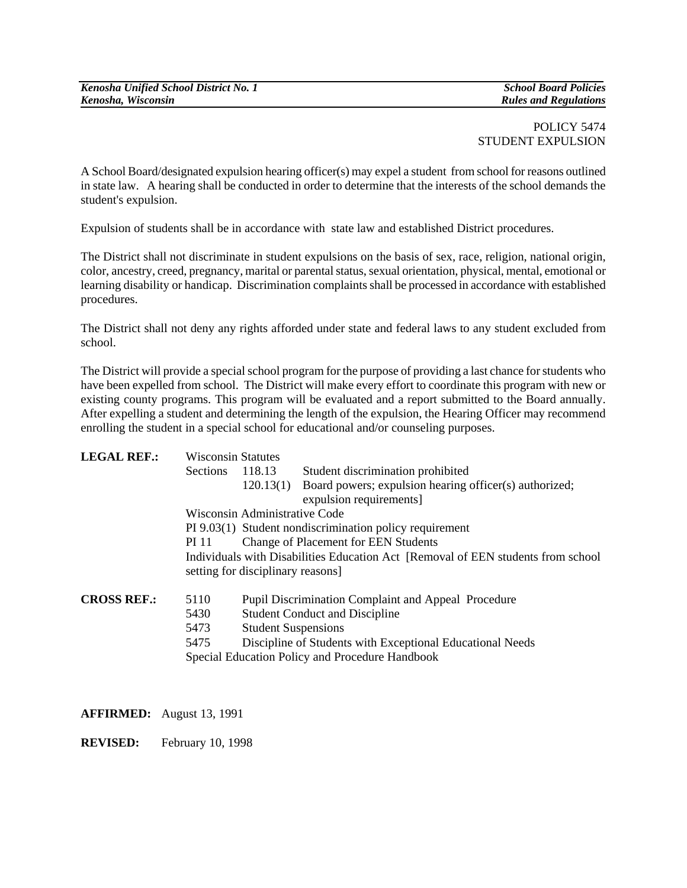POLICY 5474
STUDENT EXPULSION

A School Board/designated expulsion hearing officer(s) may expel a student from school for reasons outlined in state law. A hearing shall be conducted in order to determine that the interests of the school demands the student's expulsion.

Expulsion of students shall be in accordance with state law and established District procedures.

The District shall not discriminate in student expulsions on the basis of sex, race, religion, national origin, color, ancestry, creed, pregnancy, marital or parental status, sexual orientation, physical, mental, emotional or learning disability or handicap. Discrimination complaints shall be processed in accordance with established procedures.

The District shall not deny any rights afforded under state and federal laws to any student excluded from school.

The District will provide a special school program for the purpose of providing a last chance for students who have been expelled from school. The District will make every effort to coordinate this program with new or existing county programs. This program will be evaluated and a report submitted to the Board annually. After expelling a student and determining the length of the expulsion, the Hearing Officer may recommend enrolling the student in a special school for educational and/or counseling purposes.

**LEGAL REF.:** Wisconsin Statutes
Sections 118.13 Student discrimination prohibited
120.13(1) Board powers; expulsion hearing officer(s) authorized; expulsion requirements]
Wisconsin Administrative Code
PI 9.03(1) Student nondiscrimination policy requirement
PI 11 Change of Placement for EEN Students
Individuals with Disabilities Education Act [Removal of EEN students from school setting for disciplinary reasons]

**CROSS REF.:**
5110 Pupil Discrimination Complaint and Appeal Procedure
5430 Student Conduct and Discipline
5473 Student Suspensions
5475 Discipline of Students with Exceptional Educational Needs
Special Education Policy and Procedure Handbook

**AFFIRMED:** August 13, 1991

**REVISED:** February 10, 1998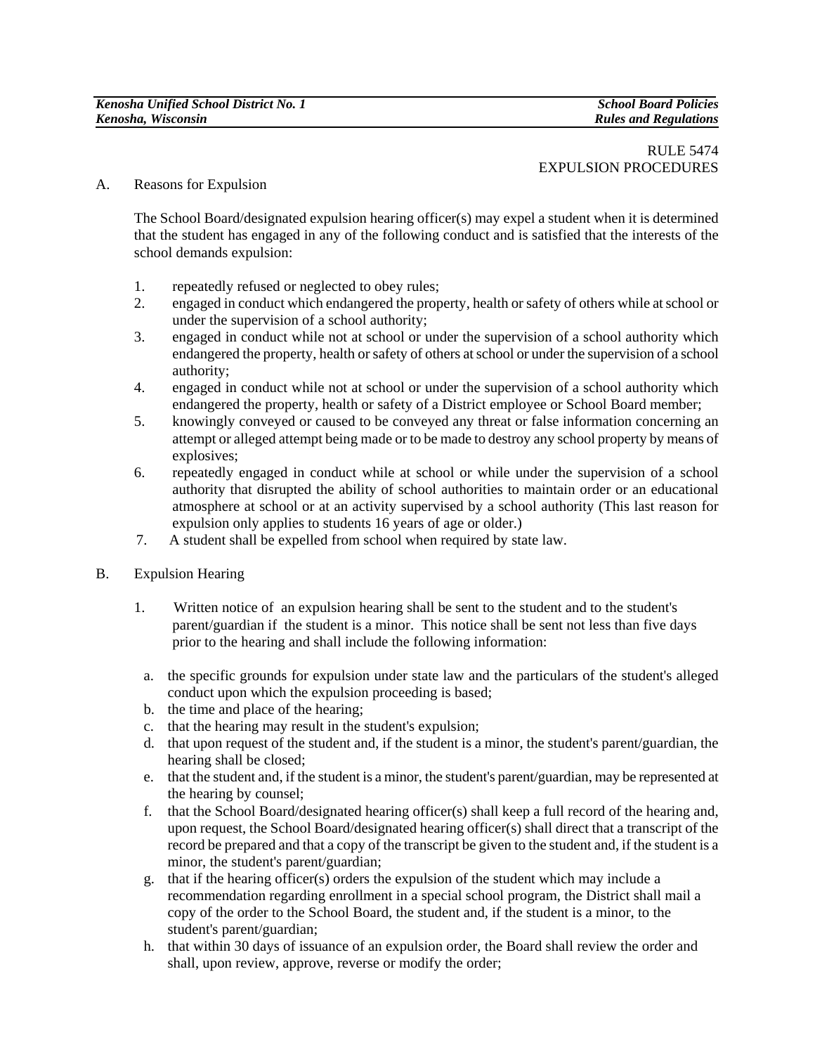RULE 5474
EXPULSION PROCEDURES

A. Reasons for Expulsion

The School Board/designated expulsion hearing officer(s) may expel a student when it is determined that the student has engaged in any of the following conduct and is satisfied that the interests of the school demands expulsion:

1. repeatedly refused or neglected to obey rules;
2. engaged in conduct which endangered the property, health or safety of others while at school or under the supervision of a school authority;
3. engaged in conduct while not at school or under the supervision of a school authority which endangered the property, health or safety of others at school or under the supervision of a school authority;
4. engaged in conduct while not at school or under the supervision of a school authority which endangered the property, health or safety of a District employee or School Board member;
5. knowingly conveyed or caused to be conveyed any threat or false information concerning an attempt or alleged attempt being made or to be made to destroy any school property by means of explosives;
6. repeatedly engaged in conduct while at school or while under the supervision of a school authority that disrupted the ability of school authorities to maintain order or an educational atmosphere at school or at an activity supervised by a school authority (This last reason for expulsion only applies to students 16 years of age or older.)
7. A student shall be expelled from school when required by state law.

B. Expulsion Hearing

1. Written notice of an expulsion hearing shall be sent to the student and to the student's parent/guardian if the student is a minor. This notice shall be sent not less than five days prior to the hearing and shall include the following information:

   a. the specific grounds for expulsion under state law and the particulars of the student's alleged conduct upon which the expulsion proceeding is based;
   b. the time and place of the hearing;
   c. that the hearing may result in the student's expulsion;
   d. that upon request of the student and, if the student is a minor, the student's parent/guardian, the hearing shall be closed;
   e. that the student and, if the student is a minor, the student's parent/guardian, may be represented at the hearing by counsel;
   f. that the School Board/designated hearing officer(s) shall keep a full record of the hearing and, upon request, the School Board/designated hearing officer(s) shall direct that a transcript of the record be prepared and that a copy of the transcript be given to the student and, if the student is a minor, the student's parent/guardian;
   g. that if the hearing officer(s) orders the expulsion of the student which may include a recommendation regarding enrollment in a special school program, the District shall mail a copy of the order to the School Board, the student and, if the student is a minor, to the student's parent/guardian;
   h. that within 30 days of issuance of an expulsion order, the Board shall review the order and shall, upon review, approve, reverse or modify the order;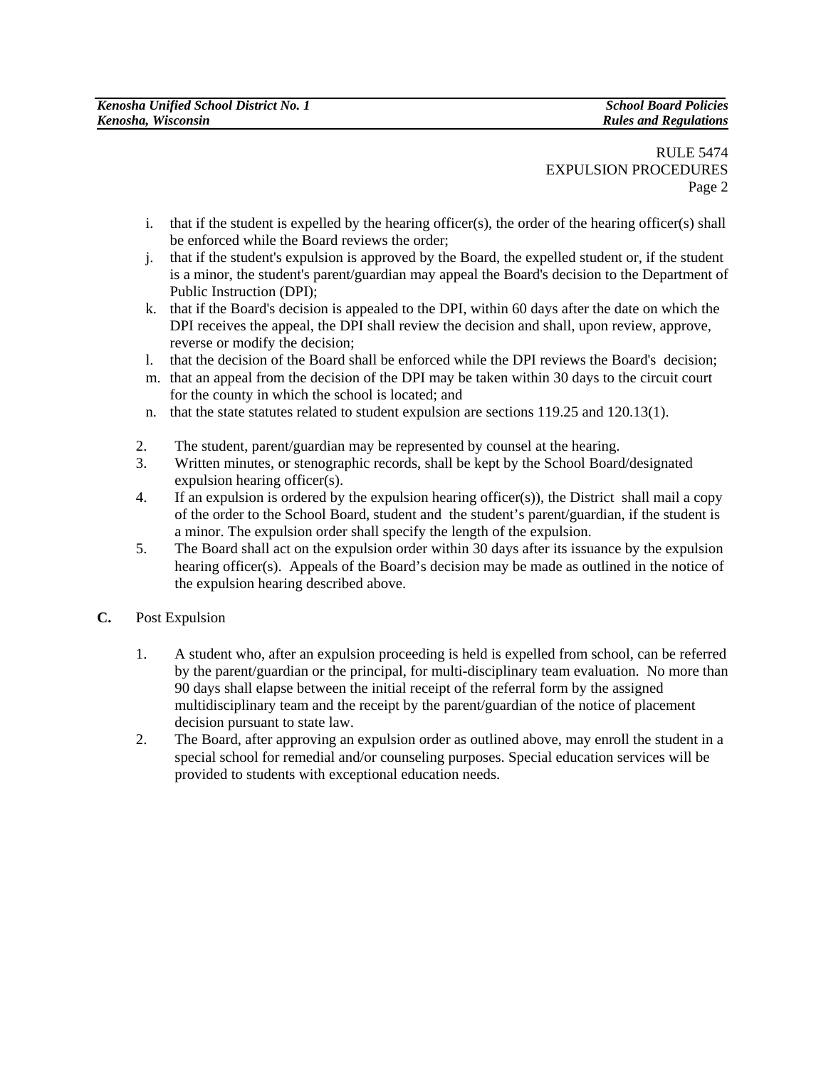RULE 5474
EXPULSION PROCEDURES

i. that if the student is expelled by the hearing officer(s), the order of the hearing officer(s) shall be enforced while the Board reviews the order;
j. that if the student's expulsion is approved by the Board, the expelled student or, if the student is a minor, the student's parent/guardian may appeal the Board's decision to the Department of Public Instruction (DPI);
k. that if the Board's decision is appealed to the DPI, within 60 days after the date on which the DPI receives the appeal, the DPI shall review the decision and shall, upon review, approve, reverse or modify the decision;
l. that the decision of the Board shall be enforced while the DPI reviews the Board's decision;
m. that an appeal from the decision of the DPI may be taken within 30 days to the circuit court for the county in which the school is located; and
n. that the state statutes related to student expulsion are sections 119.25 and 120.13(1).

2. The student, parent/guardian may be represented by counsel at the hearing.
3. Written minutes, or stenographic records, shall be kept by the School Board/designated expulsion hearing officer(s).
4. If an expulsion is ordered by the expulsion hearing officer(s)), the District shall mail a copy of the order to the School Board, student and the student's parent/guardian, if the student is a minor. The expulsion order shall specify the length of the expulsion.
5. The Board shall act on the expulsion order within 30 days after its issuance by the expulsion hearing officer(s). Appeals of the Board's decision may be made as outlined in the notice of the expulsion hearing described above.

**C.** Post Expulsion

1. A student who, after an expulsion proceeding is held is expelled from school, can be referred by the parent/guardian or the principal, for multi-disciplinary team evaluation. No more than 90 days shall elapse between the initial receipt of the referral form by the assigned multidisciplinary team and the receipt by the parent/guardian of the notice of placement decision pursuant to state law.
2. The Board, after approving an expulsion order as outlined above, may enroll the student in a special school for remedial and/or counseling purposes. Special education services will be provided to students with exceptional education needs.